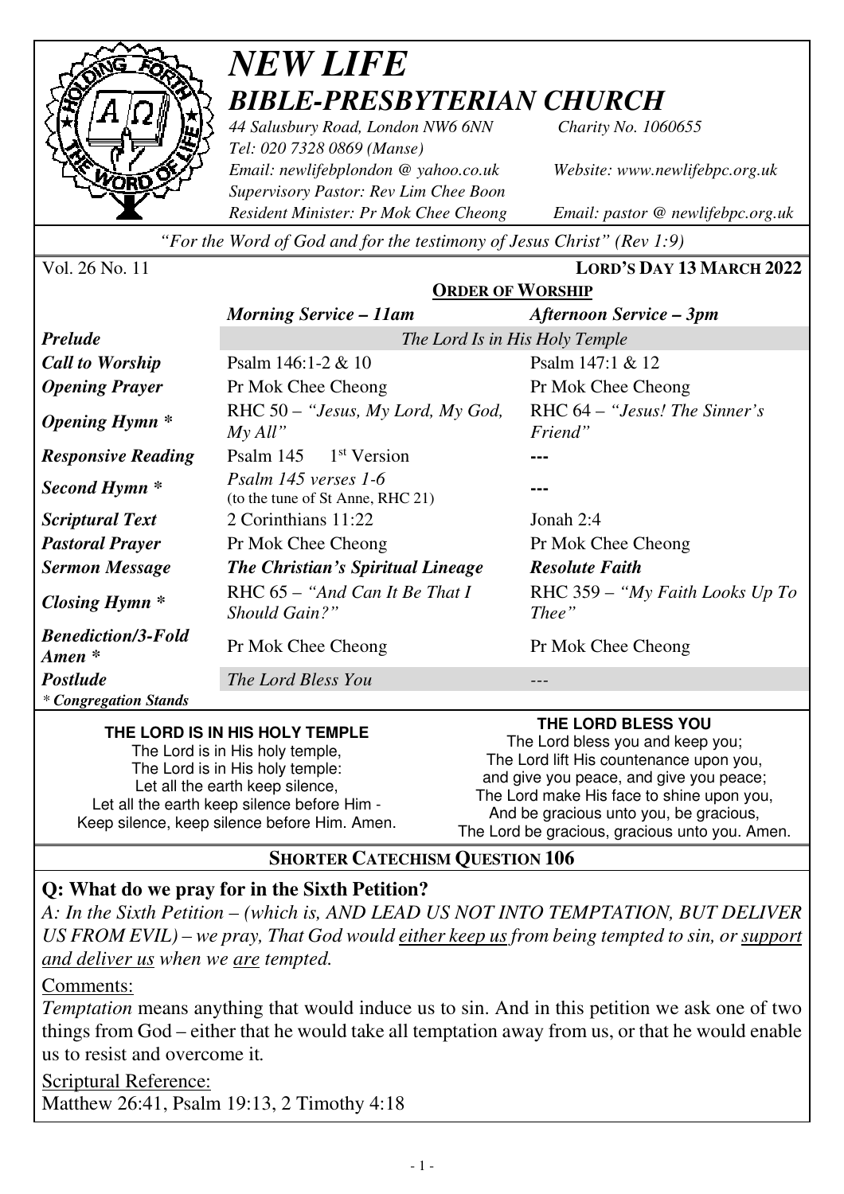# *NEW LIFE*
# *BIBLE-PRESBYTERIAN CHURCH*

*44 Salusbury Road, London NW6 6NN* *Charity No. 1060655*
*Tel: 020 7328 0869 (Manse)*
*Email: newlifebplondon @ yahoo.co.uk* *Website: www.newlifebpc.org.uk*
*Supervisory Pastor: Rev Lim Chee Boon*
*Resident Minister: Pr Mok Chee Cheong* *Email: pastor @ newlifebpc.org.uk*

*"For the Word of God and for the testimony of Jesus Christ" (Rev 1:9)*

Vol. 26 No. 11 **LORD'S DAY 13 MARCH 2022**

## ORDER OF WORSHIP

| | *Morning Service – 11am* | *Afternoon Service – 3pm* |
|---|---|---|
| ***Prelude*** | *The Lord Is in His Holy Temple* | |
| ***Call to Worship*** | Psalm 146:1-2 & 10 | Psalm 147:1 & 12 |
| ***Opening Prayer*** | Pr Mok Chee Cheong | Pr Mok Chee Cheong |
| ***Opening Hymn \**** | RHC 50 – *"Jesus, My Lord, My God, My All"* | RHC 64 – *"Jesus! The Sinner's Friend"* |
| ***Responsive Reading*** | Psalm 145 1st Version | --- |
| ***Second Hymn \**** | *Psalm 145 verses 1-6* (to the tune of St Anne, RHC 21) | --- |
| ***Scriptural Text*** | 2 Corinthians 11:22 | Jonah 2:4 |
| ***Pastoral Prayer*** | Pr Mok Chee Cheong | Pr Mok Chee Cheong |
| ***Sermon Message*** | ***The Christian's Spiritual Lineage*** | ***Resolute Faith*** |
| ***Closing Hymn \**** | RHC 65 – *"And Can It Be That I Should Gain?"* | RHC 359 – *"My Faith Looks Up To Thee"* |
| ***Benediction/3-Fold Amen \**** | Pr Mok Chee Cheong | Pr Mok Chee Cheong |
| ***Postlude*** | *The Lord Bless You* | --- |

*\* Congregation Stands*

**THE LORD IS IN HIS HOLY TEMPLE**
The Lord is in His holy temple,
The Lord is in His holy temple:
Let all the earth keep silence,
Let all the earth keep silence before Him -
Keep silence, keep silence before Him. Amen.

**THE LORD BLESS YOU**
The Lord bless you and keep you;
The Lord lift His countenance upon you,
and give you peace, and give you peace;
The Lord make His face to shine upon you,
And be gracious unto you, be gracious,
The Lord be gracious, gracious unto you. Amen.

## SHORTER CATECHISM QUESTION 106

**Q: What do we pray for in the Sixth Petition?**

*A: In the Sixth Petition – (which is, AND LEAD US NOT INTO TEMPTATION, BUT DELIVER US FROM EVIL) – we pray, That God would either keep us from being tempted to sin, or support and deliver us when we are tempted.*

Comments:

*Temptation* means anything that would induce us to sin. And in this petition we ask one of two things from God – either that he would take all temptation away from us, or that he would enable us to resist and overcome it.

Scriptural Reference:

Matthew 26:41, Psalm 19:13, 2 Timothy 4:18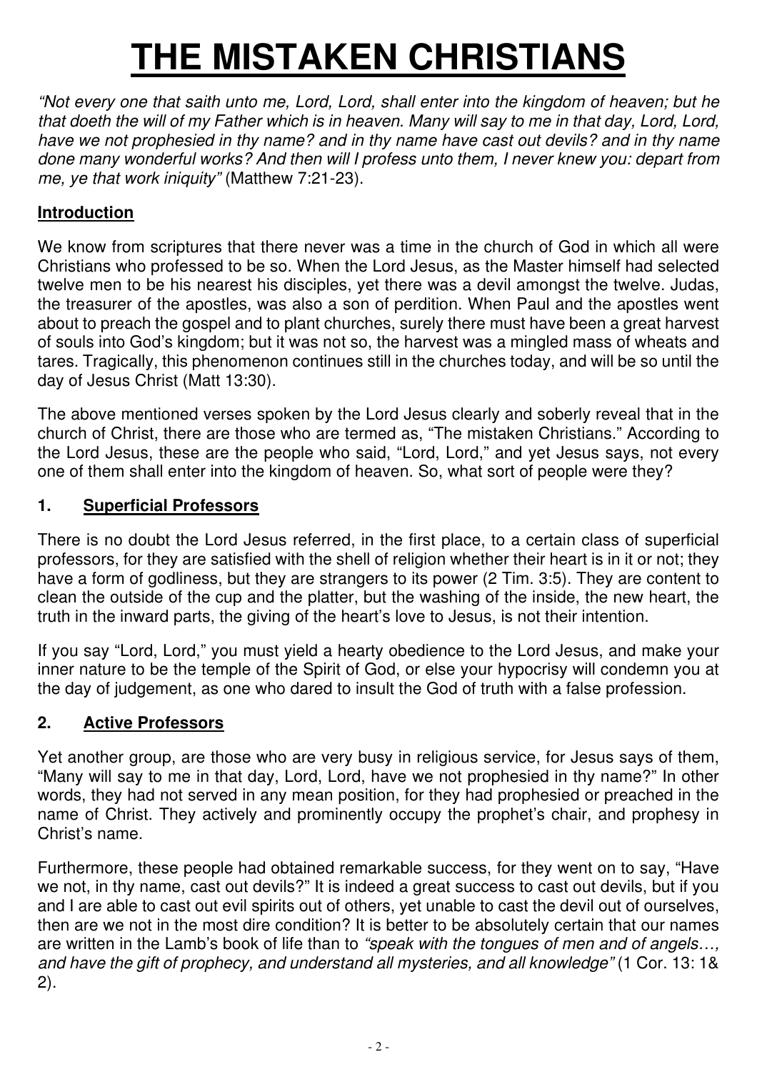# THE MISTAKEN CHRISTIANS

*"Not every one that saith unto me, Lord, Lord, shall enter into the kingdom of heaven; but he that doeth the will of my Father which is in heaven. Many will say to me in that day, Lord, Lord, have we not prophesied in thy name? and in thy name have cast out devils? and in thy name done many wonderful works? And then will I profess unto them, I never knew you: depart from me, ye that work iniquity"* (Matthew 7:21-23).

## Introduction

We know from scriptures that there never was a time in the church of God in which all were Christians who professed to be so. When the Lord Jesus, as the Master himself had selected twelve men to be his nearest his disciples, yet there was a devil amongst the twelve. Judas, the treasurer of the apostles, was also a son of perdition. When Paul and the apostles went about to preach the gospel and to plant churches, surely there must have been a great harvest of souls into God's kingdom; but it was not so, the harvest was a mingled mass of wheats and tares. Tragically, this phenomenon continues still in the churches today, and will be so until the day of Jesus Christ (Matt 13:30).

The above mentioned verses spoken by the Lord Jesus clearly and soberly reveal that in the church of Christ, there are those who are termed as, "The mistaken Christians." According to the Lord Jesus, these are the people who said, "Lord, Lord," and yet Jesus says, not every one of them shall enter into the kingdom of heaven. So, what sort of people were they?

## 1. Superficial Professors

There is no doubt the Lord Jesus referred, in the first place, to a certain class of superficial professors, for they are satisfied with the shell of religion whether their heart is in it or not; they have a form of godliness, but they are strangers to its power (2 Tim. 3:5). They are content to clean the outside of the cup and the platter, but the washing of the inside, the new heart, the truth in the inward parts, the giving of the heart's love to Jesus, is not their intention.

If you say "Lord, Lord," you must yield a hearty obedience to the Lord Jesus, and make your inner nature to be the temple of the Spirit of God, or else your hypocrisy will condemn you at the day of judgement, as one who dared to insult the God of truth with a false profession.

## 2. Active Professors

Yet another group, are those who are very busy in religious service, for Jesus says of them, "Many will say to me in that day, Lord, Lord, have we not prophesied in thy name?" In other words, they had not served in any mean position, for they had prophesied or preached in the name of Christ. They actively and prominently occupy the prophet's chair, and prophesy in Christ's name.

Furthermore, these people had obtained remarkable success, for they went on to say, "Have we not, in thy name, cast out devils?" It is indeed a great success to cast out devils, but if you and I are able to cast out evil spirits out of others, yet unable to cast the devil out of ourselves, then are we not in the most dire condition? It is better to be absolutely certain that our names are written in the Lamb's book of life than to *"speak with the tongues of men and of angels…, and have the gift of prophecy, and understand all mysteries, and all knowledge"* (1 Cor. 13: 1& 2).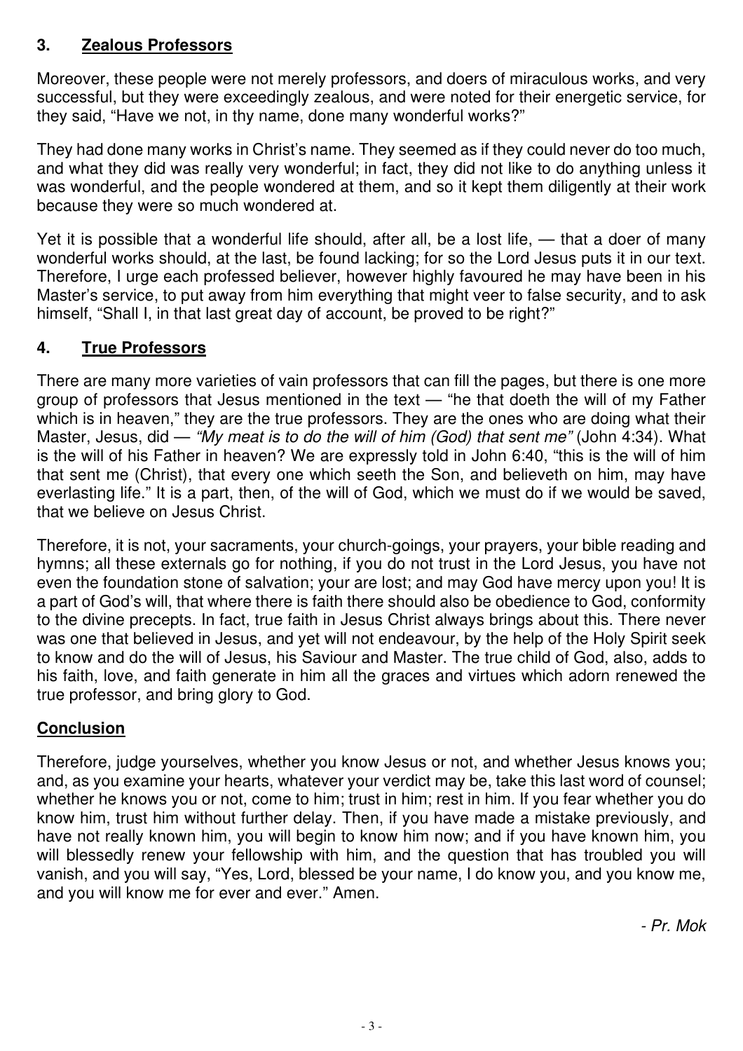## 3. **Zealous Professors**

Moreover, these people were not merely professors, and doers of miraculous works, and very successful, but they were exceedingly zealous, and were noted for their energetic service, for they said, "Have we not, in thy name, done many wonderful works?"

They had done many works in Christ's name. They seemed as if they could never do too much, and what they did was really very wonderful; in fact, they did not like to do anything unless it was wonderful, and the people wondered at them, and so it kept them diligently at their work because they were so much wondered at.

Yet it is possible that a wonderful life should, after all, be a lost life, — that a doer of many wonderful works should, at the last, be found lacking; for so the Lord Jesus puts it in our text. Therefore, I urge each professed believer, however highly favoured he may have been in his Master's service, to put away from him everything that might veer to false security, and to ask himself, "Shall I, in that last great day of account, be proved to be right?"

## 4. **True Professors**

There are many more varieties of vain professors that can fill the pages, but there is one more group of professors that Jesus mentioned in the text — "he that doeth the will of my Father which is in heaven," they are the true professors. They are the ones who are doing what their Master, Jesus, did — *"My meat is to do the will of him (God) that sent me"* (John 4:34). What is the will of his Father in heaven? We are expressly told in John 6:40, "this is the will of him that sent me (Christ), that every one which seeth the Son, and believeth on him, may have everlasting life." It is a part, then, of the will of God, which we must do if we would be saved, that we believe on Jesus Christ.

Therefore, it is not, your sacraments, your church-goings, your prayers, your bible reading and hymns; all these externals go for nothing, if you do not trust in the Lord Jesus, you have not even the foundation stone of salvation; your are lost; and may God have mercy upon you! It is a part of God's will, that where there is faith there should also be obedience to God, conformity to the divine precepts. In fact, true faith in Jesus Christ always brings about this. There never was one that believed in Jesus, and yet will not endeavour, by the help of the Holy Spirit seek to know and do the will of Jesus, his Saviour and Master. The true child of God, also, adds to his faith, love, and faith generate in him all the graces and virtues which adorn renewed the true professor, and bring glory to God.

## **Conclusion**

Therefore, judge yourselves, whether you know Jesus or not, and whether Jesus knows you; and, as you examine your hearts, whatever your verdict may be, take this last word of counsel; whether he knows you or not, come to him; trust in him; rest in him. If you fear whether you do know him, trust him without further delay. Then, if you have made a mistake previously, and have not really known him, you will begin to know him now; and if you have known him, you will blessedly renew your fellowship with him, and the question that has troubled you will vanish, and you will say, "Yes, Lord, blessed be your name, I do know you, and you know me, and you will know me for ever and ever." Amen.

*- Pr. Mok*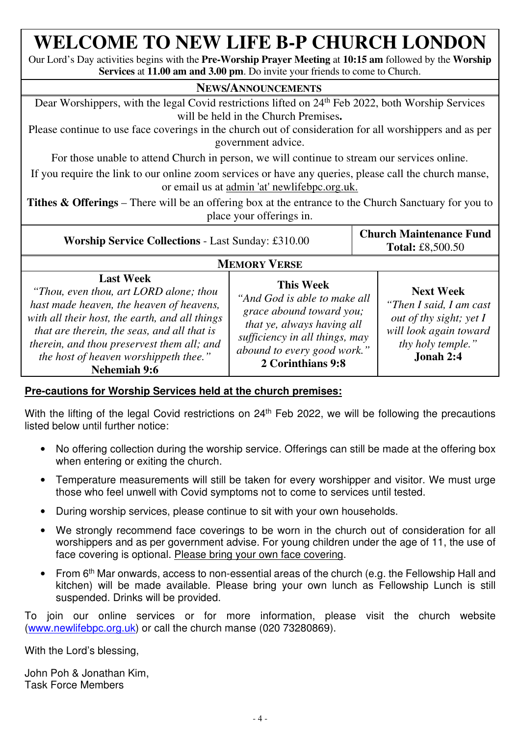# WELCOME TO NEW LIFE B-P CHURCH LONDON

Our Lord's Day activities begins with the **Pre-Worship Prayer Meeting** at **10:15 am** followed by the **Worship Services** at **11.00 am and 3.00 pm**. Do invite your friends to come to Church.

## NEWS/ANNOUNCEMENTS

Dear Worshippers, with the legal Covid restrictions lifted on 24th Feb 2022, both Worship Services will be held in the Church Premises**.**

Please continue to use face coverings in the church out of consideration for all worshippers and as per government advice.

For those unable to attend Church in person, we will continue to stream our services online.

If you require the link to our online zoom services or have any queries, please call the church manse, or email us at admin 'at' newlifebpc.org.uk.

**Tithes & Offerings** – There will be an offering box at the entrance to the Church Sanctuary for you to place your offerings in.

| | |
|---|---|
| **Worship Service Collections** - Last Sunday: £310.00 | **Church Maintenance Fund Total:** £8,500.50 |

## MEMORY VERSE

| Last Week | This Week | Next Week |
|---|---|---|
| *"Thou, even thou, art LORD alone; thou hast made heaven, the heaven of heavens, with all their host, the earth, and all things that are therein, the seas, and all that is therein, and thou preservest them all; and the host of heaven worshippeth thee."* **Nehemiah 9:6** | *"And God is able to make all grace abound toward you; that ye, always having all sufficiency in all things, may abound to every good work."* **2 Corinthians 9:8** | *"Then I said, I am cast out of thy sight; yet I will look again toward thy holy temple."* **Jonah 2:4** |

**Pre-cautions for Worship Services held at the church premises:**

With the lifting of the legal Covid restrictions on 24th Feb 2022, we will be following the precautions listed below until further notice:

- No offering collection during the worship service. Offerings can still be made at the offering box when entering or exiting the church.
- Temperature measurements will still be taken for every worshipper and visitor. We must urge those who feel unwell with Covid symptoms not to come to services until tested.
- During worship services, please continue to sit with your own households.
- We strongly recommend face coverings to be worn in the church out of consideration for all worshippers and as per government advise. For young children under the age of 11, the use of face covering is optional. Please bring your own face covering.
- From 6th Mar onwards, access to non-essential areas of the church (e.g. the Fellowship Hall and kitchen) will be made available. Please bring your own lunch as Fellowship Lunch is still suspended. Drinks will be provided.

To join our online services or for more information, please visit the church website (www.newlifebpc.org.uk) or call the church manse (020 73280869).

With the Lord's blessing,

John Poh & Jonathan Kim,
Task Force Members